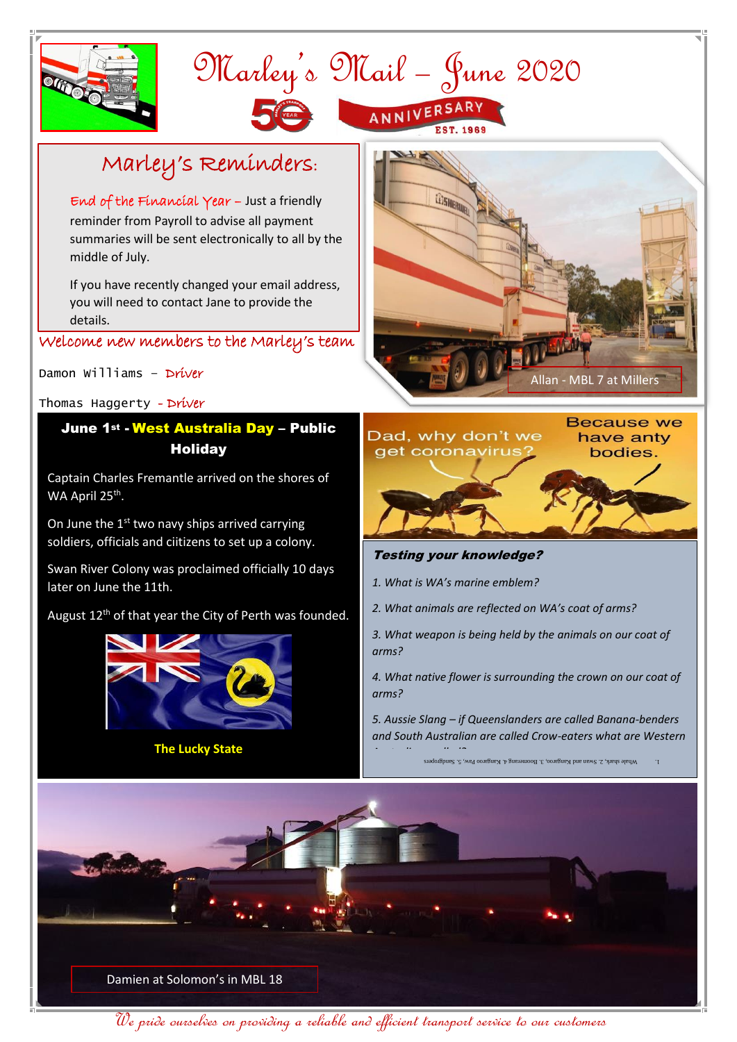# Marley's Mail – June 2020

50 YEAR ANNIVERSARY EST. 1969

## Marley's Reminders:

End of the Financial Year – Just a friendly reminder from Payroll to advise all payment summaries will be sent electronically to all by the middle of July.

If you have recently changed your email address, you will need to contact Jane to provide the details.

## Welcome new members to the Marley's team

Damon Williams – Driver

Thomas Haggerty - Driver

Allan - MBL 7 at Millers

### June 1st - West Australia Day – Public Holiday

Captain Charles Fremantle arrived on the shores of WA April 25th.

On June the 1st two navy ships arrived carrying soldiers, officials and ciitizens to set up a colony.

Swan River Colony was proclaimed officially 10 days later on June the 11th.

August 12th of that year the City of Perth was founded.

The Lucky State

Dad, why don't we get coronavirus? Because we have anty bodies.

### *Testing your knowledge?*

*1. What is WA's marine emblem?*

*2. What animals are reflected on WA's coat of arms?*

*3. What weapon is being held by the animals on our coat of arms?*

*4. What native flower is surrounding the crown on our coat of arms?*

*5. Aussie Slang – if Queenslanders are called Banana-benders and South Australian are called Crow-eaters what are Western Australians called?*

1. Whale shark, 2. Swan and Kangaroo, 3. Boomerang 4. Kangaroo Paw, 5. Sandgropers

Damien at Solomon's in MBL 18

*We pride ourselves on providing a reliable and efficient transport service to our customers*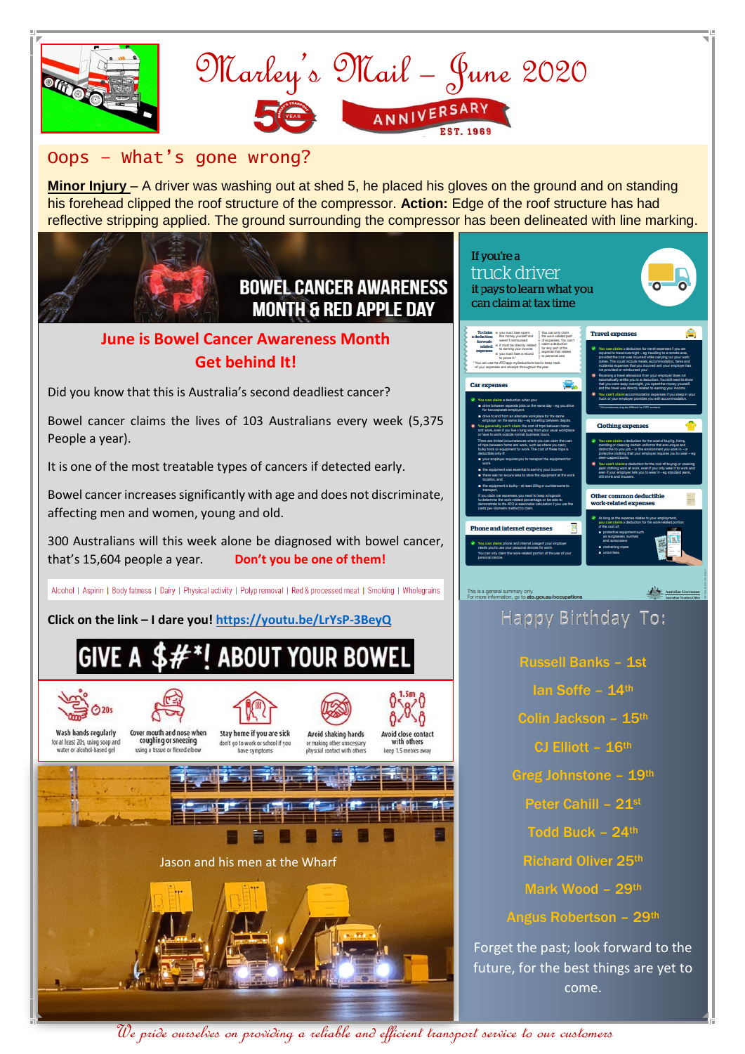# Marley's Mail – June 2020

50 YEAR ANNIVERSARY EST. 1969

## Oops – what's gone wrong?

**Minor Injury** – A driver was washing out at shed 5, he placed his gloves on the ground and on standing his forehead clipped the roof structure of the compressor. **Action:** Edge of the roof structure has had reflective stripping applied. The ground surrounding the compressor has been delineated with line marking.

## BOWEL CANCER AWARENESS MONTH & RED APPLE DAY

### June is Bowel Cancer Awareness Month
### Get behind It!

Did you know that this is Australia's second deadliest cancer?

Bowel cancer claims the lives of 103 Australians every week (5,375 People a year).

It is one of the most treatable types of cancers if detected early.

Bowel cancer increases significantly with age and does not discriminate, affecting men and women, young and old.

300 Australians will this week alone be diagnosed with bowel cancer, that's 15,604 people a year. **Don't you be one of them!**

Alcohol | Aspirin | Body fatness | Dairy | Physical activity | Polyp removal | Red & processed meat | Smoking | Wholegrains

**Click on the link – I dare you!** https://youtu.be/LrYsP-3BeyQ

**GIVE A $#*! ABOUT YOUR BOWEL**

- Wash hands regularly for at least 20s, using soap and water or alcohol-based gel
- Cover mouth and nose when coughing or sneezing using a tissue or flexed elbow
- Stay home if you are sick don't go to work or school if you have symptoms
- Avoid shaking hands or making other unnecessary physical contact with others
- Avoid close contact with others keep 1.5 metres away

Jason and his men at the Wharf

## If you're a truck driver it pays to learn what you can claim at tax time

This is a general summary only. For more information, go to ato.gov.au/occupations

## Happy Birthday To:

- Russell Banks – 1st
- Ian Soffe – 14th
- Colin Jackson – 15th
- CJ Elliott – 16th
- Greg Johnstone – 19th
- Peter Cahill – 21st
- Todd Buck – 24th
- Richard Oliver 25th
- Mark Wood – 29th
- Angus Robertson – 29th

Forget the past; look forward to the future, for the best things are yet to come.

*We pride ourselves on providing a reliable and efficient transport service to our customers*